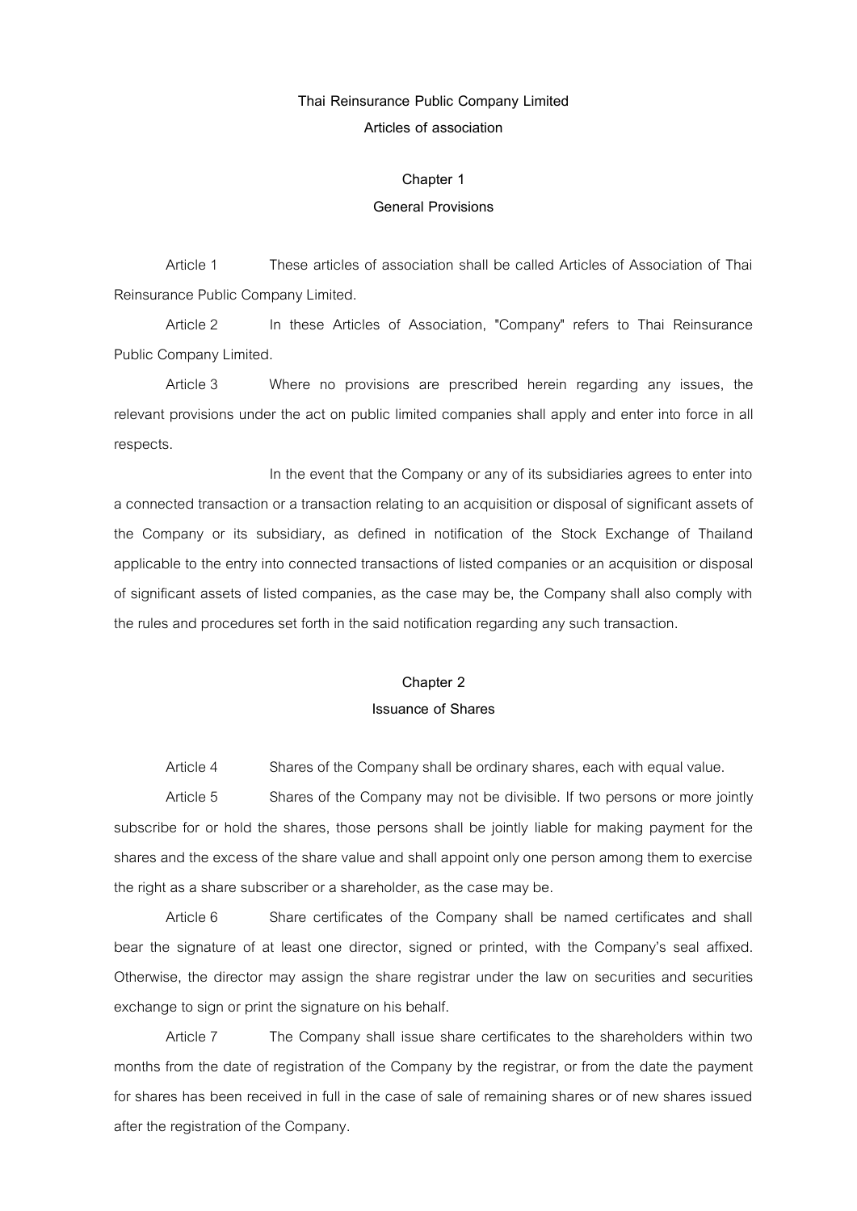# Thai Reinsurance Public Company Limited

## Articles of association

### Chapter 1

### General Provisions

Article 1 These articles of association shall be called Articles of Association of Thai Reinsurance Public Company Limited.

Article 2 In these Articles of Association, "Company" refers to Thai Reinsurance Public Company Limited.

Article 3 Where no provisions are prescribed herein regarding any issues, the relevant provisions under the act on public limited companies shall apply and enter into force in all respects.

In the event that the Company or any of its subsidiaries agrees to enter into a connected transaction or a transaction relating to an acquisition or disposal of significant assets of the Company or its subsidiary, as defined in notification of the Stock Exchange of Thailand applicable to the entry into connected transactions of listed companies or an acquisition or disposal of significant assets of listed companies, as the case may be, the Company shall also comply with the rules and procedures set forth in the said notification regarding any such transaction.

### Chapter 2

### Issuance of Shares

Article 4 Shares of the Company shall be ordinary shares, each with equal value.

Article 5 Shares of the Company may not be divisible. If two persons or more jointly subscribe for or hold the shares, those persons shall be jointly liable for making payment for the shares and the excess of the share value and shall appoint only one person among them to exercise the right as a share subscriber or a shareholder, as the case may be.

Article 6 Share certificates of the Company shall be named certificates and shall bear the signature of at least one director, signed or printed, with the Company's seal affixed. Otherwise, the director may assign the share registrar under the law on securities and securities exchange to sign or print the signature on his behalf.

Article 7 The Company shall issue share certificates to the shareholders within two months from the date of registration of the Company by the registrar, or from the date the payment for shares has been received in full in the case of sale of remaining shares or of new shares issued after the registration of the Company.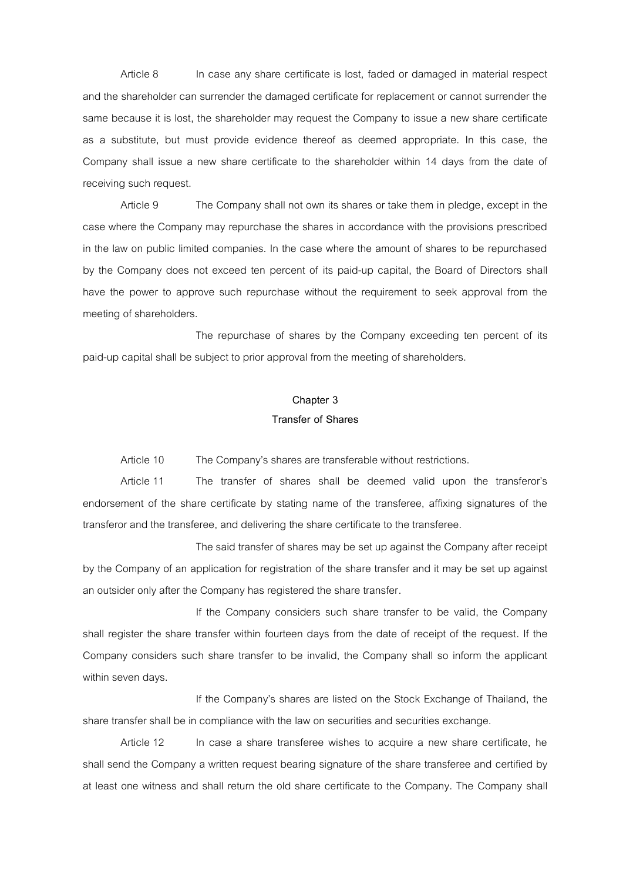Article 8 In case any share certificate is lost, faded or damaged in material respect and the shareholder can surrender the damaged certificate for replacement or cannot surrender the same because it is lost, the shareholder may request the Company to issue a new share certificate as a substitute, but must provide evidence thereof as deemed appropriate. In this case, the Company shall issue a new share certificate to the shareholder within 14 days from the date of receiving such request.

Article 9 The Company shall not own its shares or take them in pledge, except in the case where the Company may repurchase the shares in accordance with the provisions prescribed in the law on public limited companies. In the case where the amount of shares to be repurchased by the Company does not exceed ten percent of its paid-up capital, the Board of Directors shall have the power to approve such repurchase without the requirement to seek approval from the meeting of shareholders.

The repurchase of shares by the Company exceeding ten percent of its paid-up capital shall be subject to prior approval from the meeting of shareholders.

## Chapter 3
## Transfer of Shares

Article 10 The Company's shares are transferable without restrictions.

Article 11 The transfer of shares shall be deemed valid upon the transferor's endorsement of the share certificate by stating name of the transferee, affixing signatures of the transferor and the transferee, and delivering the share certificate to the transferee.

The said transfer of shares may be set up against the Company after receipt by the Company of an application for registration of the share transfer and it may be set up against an outsider only after the Company has registered the share transfer.

If the Company considers such share transfer to be valid, the Company shall register the share transfer within fourteen days from the date of receipt of the request. If the Company considers such share transfer to be invalid, the Company shall so inform the applicant within seven days.

If the Company's shares are listed on the Stock Exchange of Thailand, the share transfer shall be in compliance with the law on securities and securities exchange.

Article 12 In case a share transferee wishes to acquire a new share certificate, he shall send the Company a written request bearing signature of the share transferee and certified by at least one witness and shall return the old share certificate to the Company. The Company shall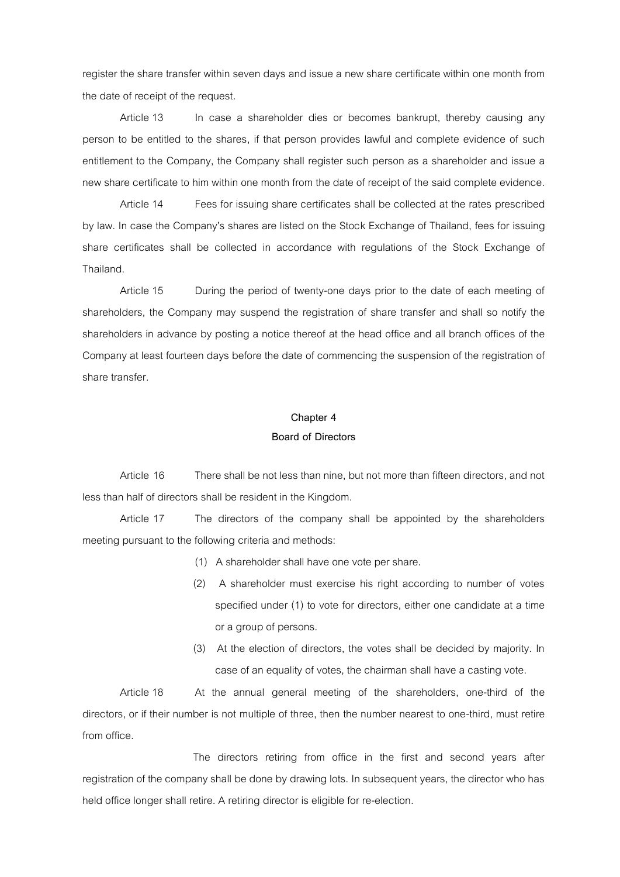register the share transfer within seven days and issue a new share certificate within one month from the date of receipt of the request.

Article 13 In case a shareholder dies or becomes bankrupt, thereby causing any person to be entitled to the shares, if that person provides lawful and complete evidence of such entitlement to the Company, the Company shall register such person as a shareholder and issue a new share certificate to him within one month from the date of receipt of the said complete evidence.

Article 14 Fees for issuing share certificates shall be collected at the rates prescribed by law. In case the Company's shares are listed on the Stock Exchange of Thailand, fees for issuing share certificates shall be collected in accordance with regulations of the Stock Exchange of Thailand.

Article 15 During the period of twenty-one days prior to the date of each meeting of shareholders, the Company may suspend the registration of share transfer and shall so notify the shareholders in advance by posting a notice thereof at the head office and all branch offices of the Company at least fourteen days before the date of commencing the suspension of the registration of share transfer.

## Chapter 4
## Board of Directors

Article 16 There shall be not less than nine, but not more than fifteen directors, and not less than half of directors shall be resident in the Kingdom.

Article 17 The directors of the company shall be appointed by the shareholders meeting pursuant to the following criteria and methods:

(1) A shareholder shall have one vote per share.

(2) A shareholder must exercise his right according to number of votes specified under (1) to vote for directors, either one candidate at a time or a group of persons.

(3) At the election of directors, the votes shall be decided by majority. In case of an equality of votes, the chairman shall have a casting vote.

Article 18 At the annual general meeting of the shareholders, one-third of the directors, or if their number is not multiple of three, then the number nearest to one-third, must retire from office.

The directors retiring from office in the first and second years after registration of the company shall be done by drawing lots. In subsequent years, the director who has held office longer shall retire. A retiring director is eligible for re-election.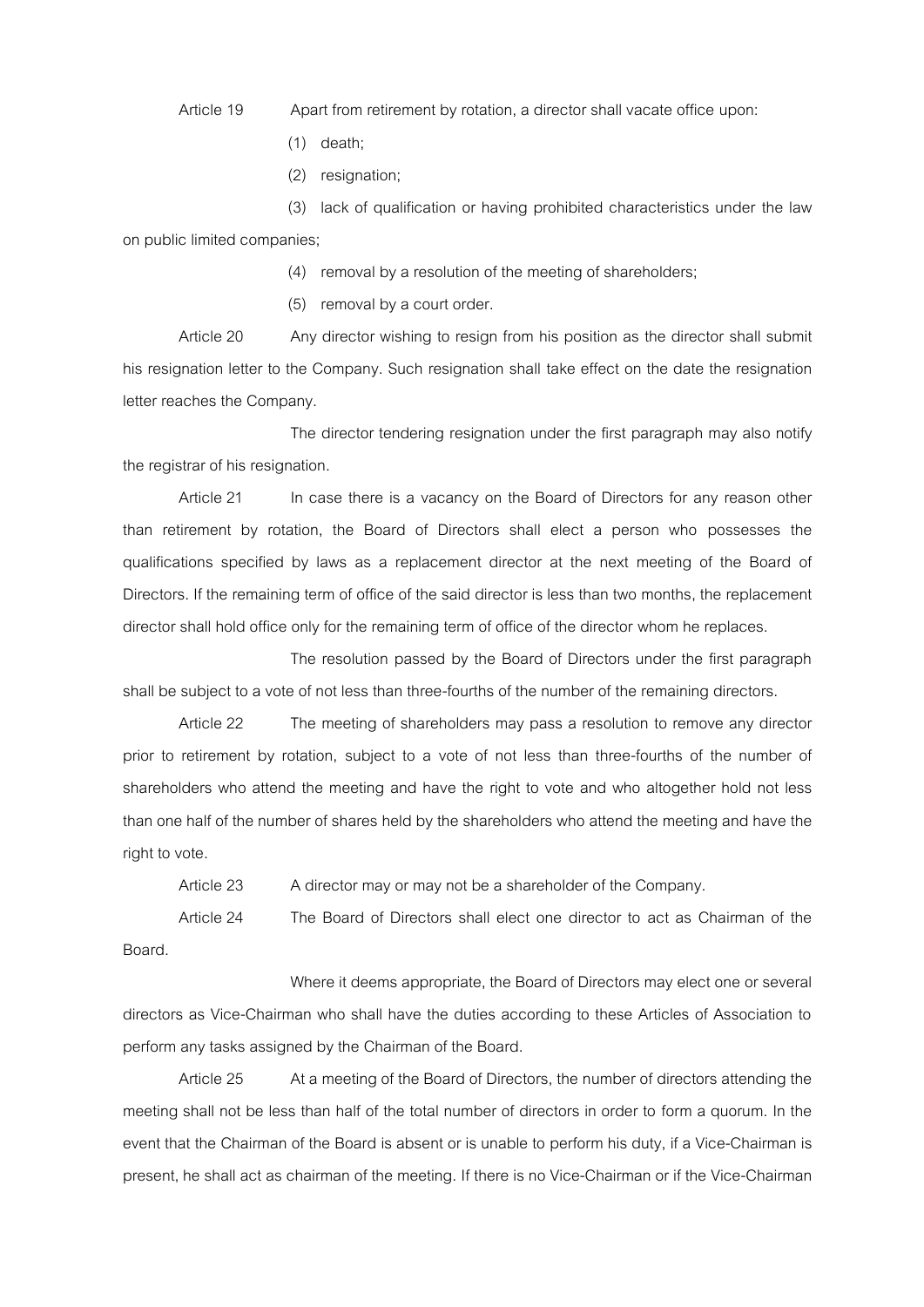Article 19 Apart from retirement by rotation, a director shall vacate office upon:

(1) death;

(2) resignation;

(3) lack of qualification or having prohibited characteristics under the law on public limited companies;

(4) removal by a resolution of the meeting of shareholders;

(5) removal by a court order.

Article 20 Any director wishing to resign from his position as the director shall submit his resignation letter to the Company. Such resignation shall take effect on the date the resignation letter reaches the Company.

The director tendering resignation under the first paragraph may also notify the registrar of his resignation.

Article 21 In case there is a vacancy on the Board of Directors for any reason other than retirement by rotation, the Board of Directors shall elect a person who possesses the qualifications specified by laws as a replacement director at the next meeting of the Board of Directors. If the remaining term of office of the said director is less than two months, the replacement director shall hold office only for the remaining term of office of the director whom he replaces.

The resolution passed by the Board of Directors under the first paragraph shall be subject to a vote of not less than three-fourths of the number of the remaining directors.

Article 22 The meeting of shareholders may pass a resolution to remove any director prior to retirement by rotation, subject to a vote of not less than three-fourths of the number of shareholders who attend the meeting and have the right to vote and who altogether hold not less than one half of the number of shares held by the shareholders who attend the meeting and have the right to vote.

Article 23 A director may or may not be a shareholder of the Company.

Article 24 The Board of Directors shall elect one director to act as Chairman of the Board.

Where it deems appropriate, the Board of Directors may elect one or several directors as Vice-Chairman who shall have the duties according to these Articles of Association to perform any tasks assigned by the Chairman of the Board.

Article 25 At a meeting of the Board of Directors, the number of directors attending the meeting shall not be less than half of the total number of directors in order to form a quorum. In the event that the Chairman of the Board is absent or is unable to perform his duty, if a Vice-Chairman is present, he shall act as chairman of the meeting. If there is no Vice-Chairman or if the Vice-Chairman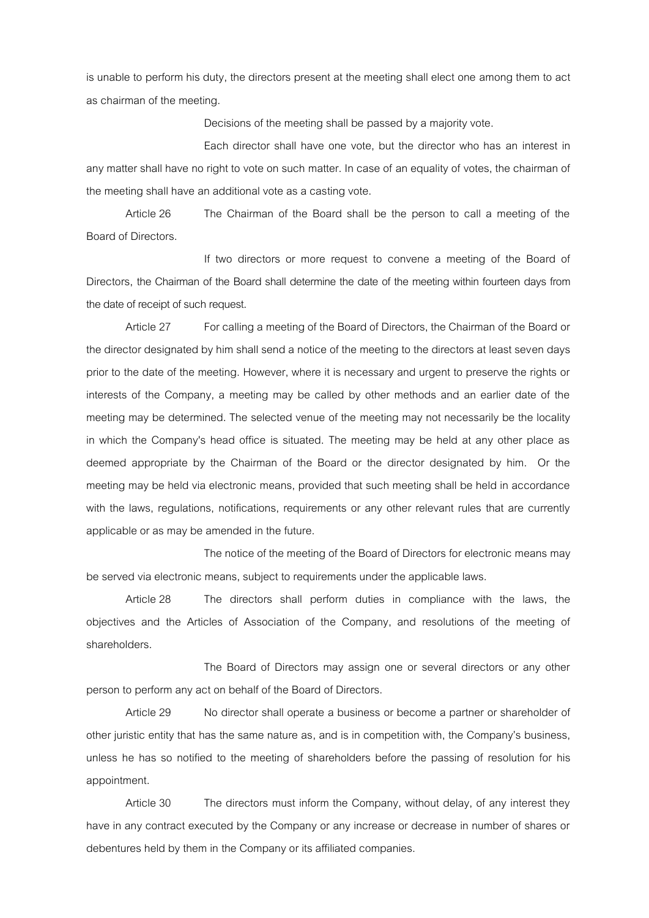is unable to perform his duty, the directors present at the meeting shall elect one among them to act as chairman of the meeting.

Decisions of the meeting shall be passed by a majority vote.

Each director shall have one vote, but the director who has an interest in any matter shall have no right to vote on such matter. In case of an equality of votes, the chairman of the meeting shall have an additional vote as a casting vote.

Article 26 The Chairman of the Board shall be the person to call a meeting of the Board of Directors.

If two directors or more request to convene a meeting of the Board of Directors, the Chairman of the Board shall determine the date of the meeting within fourteen days from the date of receipt of such request.

Article 27 For calling a meeting of the Board of Directors, the Chairman of the Board or the director designated by him shall send a notice of the meeting to the directors at least seven days prior to the date of the meeting. However, where it is necessary and urgent to preserve the rights or interests of the Company, a meeting may be called by other methods and an earlier date of the meeting may be determined. The selected venue of the meeting may not necessarily be the locality in which the Company's head office is situated. The meeting may be held at any other place as deemed appropriate by the Chairman of the Board or the director designated by him. Or the meeting may be held via electronic means, provided that such meeting shall be held in accordance with the laws, regulations, notifications, requirements or any other relevant rules that are currently applicable or as may be amended in the future.

The notice of the meeting of the Board of Directors for electronic means may be served via electronic means, subject to requirements under the applicable laws.

Article 28 The directors shall perform duties in compliance with the laws, the objectives and the Articles of Association of the Company, and resolutions of the meeting of shareholders.

The Board of Directors may assign one or several directors or any other person to perform any act on behalf of the Board of Directors.

Article 29 No director shall operate a business or become a partner or shareholder of other juristic entity that has the same nature as, and is in competition with, the Company's business, unless he has so notified to the meeting of shareholders before the passing of resolution for his appointment.

Article 30 The directors must inform the Company, without delay, of any interest they have in any contract executed by the Company or any increase or decrease in number of shares or debentures held by them in the Company or its affiliated companies.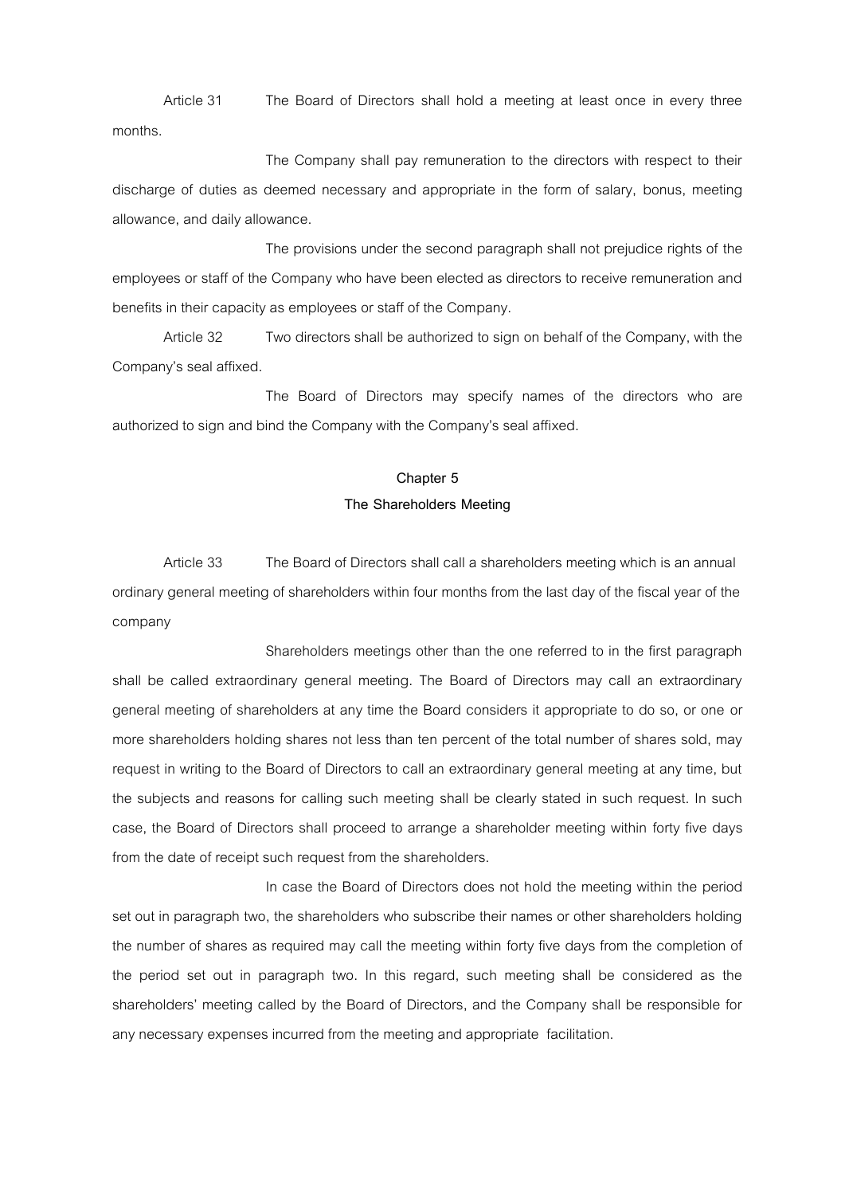Article 31 The Board of Directors shall hold a meeting at least once in every three months.

The Company shall pay remuneration to the directors with respect to their discharge of duties as deemed necessary and appropriate in the form of salary, bonus, meeting allowance, and daily allowance.

The provisions under the second paragraph shall not prejudice rights of the employees or staff of the Company who have been elected as directors to receive remuneration and benefits in their capacity as employees or staff of the Company.

Article 32 Two directors shall be authorized to sign on behalf of the Company, with the Company's seal affixed.

The Board of Directors may specify names of the directors who are authorized to sign and bind the Company with the Company's seal affixed.

## Chapter 5
## The Shareholders Meeting

Article 33 The Board of Directors shall call a shareholders meeting which is an annual ordinary general meeting of shareholders within four months from the last day of the fiscal year of the company

Shareholders meetings other than the one referred to in the first paragraph shall be called extraordinary general meeting. The Board of Directors may call an extraordinary general meeting of shareholders at any time the Board considers it appropriate to do so, or one or more shareholders holding shares not less than ten percent of the total number of shares sold, may request in writing to the Board of Directors to call an extraordinary general meeting at any time, but the subjects and reasons for calling such meeting shall be clearly stated in such request. In such case, the Board of Directors shall proceed to arrange a shareholder meeting within forty five days from the date of receipt such request from the shareholders.

In case the Board of Directors does not hold the meeting within the period set out in paragraph two, the shareholders who subscribe their names or other shareholders holding the number of shares as required may call the meeting within forty five days from the completion of the period set out in paragraph two. In this regard, such meeting shall be considered as the shareholders' meeting called by the Board of Directors, and the Company shall be responsible for any necessary expenses incurred from the meeting and appropriate facilitation.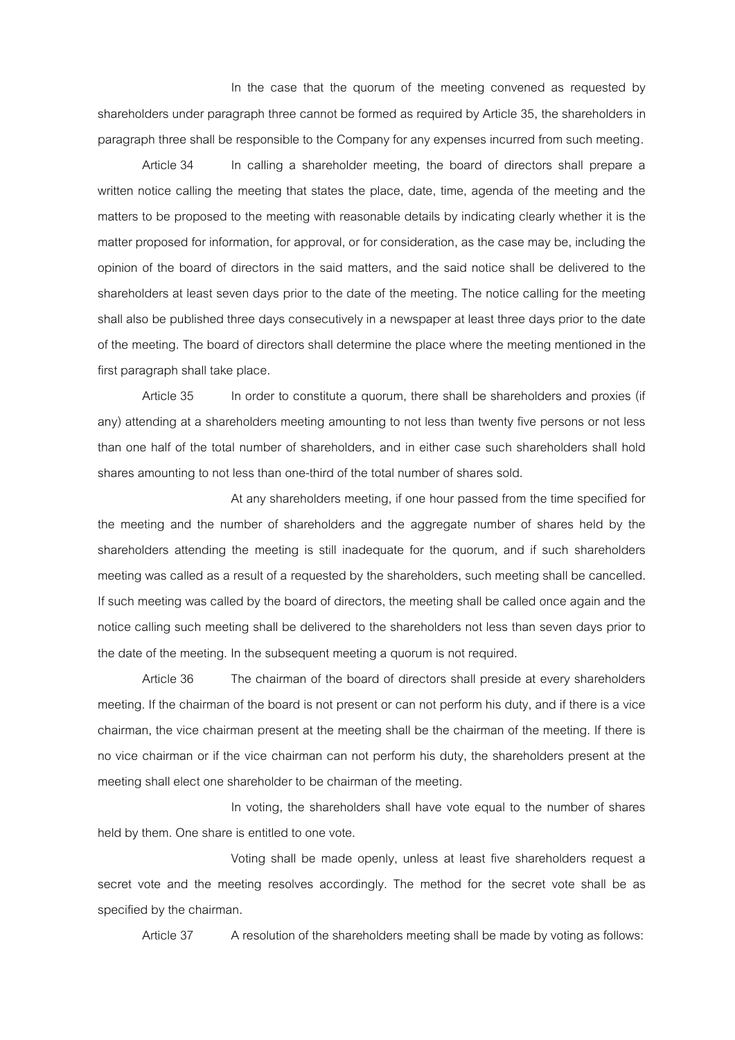In the case that the quorum of the meeting convened as requested by shareholders under paragraph three cannot be formed as required by Article 35, the shareholders in paragraph three shall be responsible to the Company for any expenses incurred from such meeting.

Article 34 In calling a shareholder meeting, the board of directors shall prepare a written notice calling the meeting that states the place, date, time, agenda of the meeting and the matters to be proposed to the meeting with reasonable details by indicating clearly whether it is the matter proposed for information, for approval, or for consideration, as the case may be, including the opinion of the board of directors in the said matters, and the said notice shall be delivered to the shareholders at least seven days prior to the date of the meeting. The notice calling for the meeting shall also be published three days consecutively in a newspaper at least three days prior to the date of the meeting. The board of directors shall determine the place where the meeting mentioned in the first paragraph shall take place.

Article 35 In order to constitute a quorum, there shall be shareholders and proxies (if any) attending at a shareholders meeting amounting to not less than twenty five persons or not less than one half of the total number of shareholders, and in either case such shareholders shall hold shares amounting to not less than one-third of the total number of shares sold.

At any shareholders meeting, if one hour passed from the time specified for the meeting and the number of shareholders and the aggregate number of shares held by the shareholders attending the meeting is still inadequate for the quorum, and if such shareholders meeting was called as a result of a requested by the shareholders, such meeting shall be cancelled. If such meeting was called by the board of directors, the meeting shall be called once again and the notice calling such meeting shall be delivered to the shareholders not less than seven days prior to the date of the meeting. In the subsequent meeting a quorum is not required.

Article 36 The chairman of the board of directors shall preside at every shareholders meeting. If the chairman of the board is not present or can not perform his duty, and if there is a vice chairman, the vice chairman present at the meeting shall be the chairman of the meeting. If there is no vice chairman or if the vice chairman can not perform his duty, the shareholders present at the meeting shall elect one shareholder to be chairman of the meeting.

In voting, the shareholders shall have vote equal to the number of shares held by them. One share is entitled to one vote.

Voting shall be made openly, unless at least five shareholders request a secret vote and the meeting resolves accordingly. The method for the secret vote shall be as specified by the chairman.

Article 37 A resolution of the shareholders meeting shall be made by voting as follows: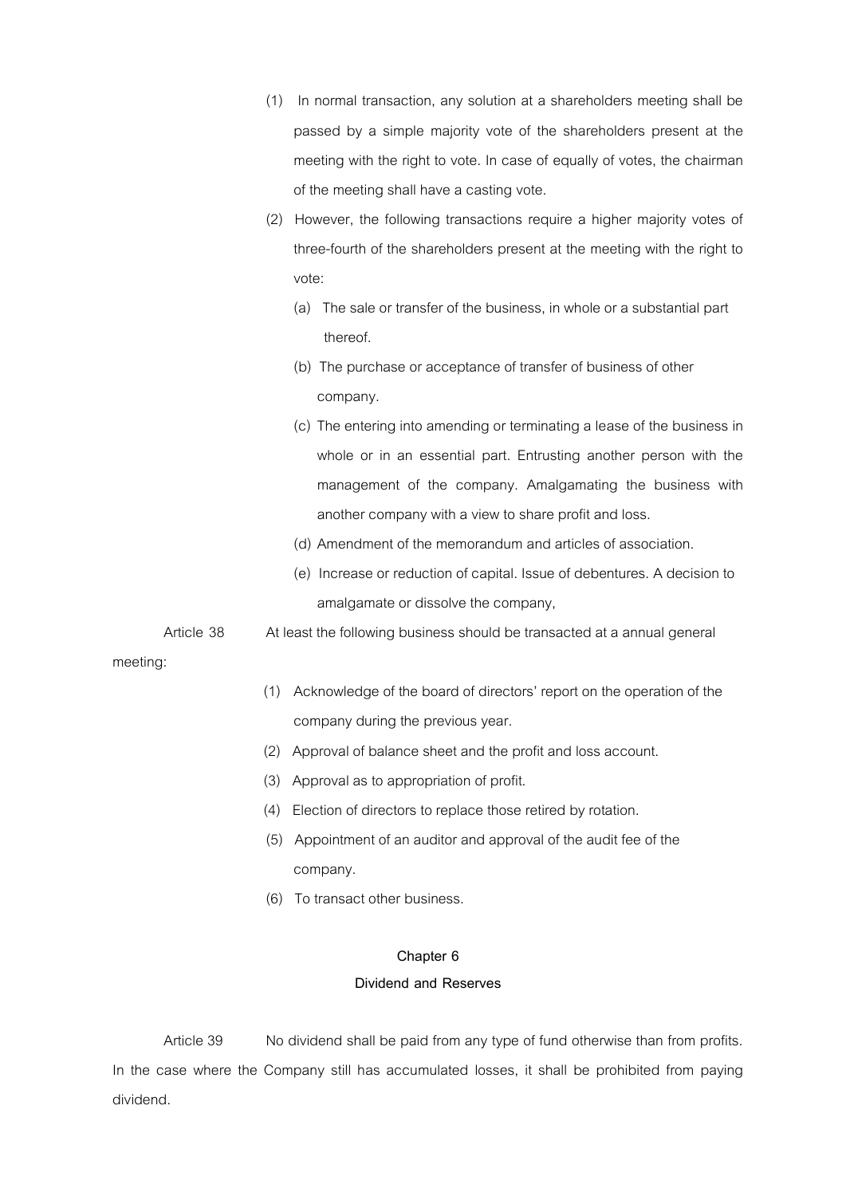(1) In normal transaction, any solution at a shareholders meeting shall be passed by a simple majority vote of the shareholders present at the meeting with the right to vote. In case of equally of votes, the chairman of the meeting shall have a casting vote.

(2) However, the following transactions require a higher majority votes of three-fourth of the shareholders present at the meeting with the right to vote:

(a) The sale or transfer of the business, in whole or a substantial part thereof.

(b) The purchase or acceptance of transfer of business of other company.

(c) The entering into amending or terminating a lease of the business in whole or in an essential part. Entrusting another person with the management of the company. Amalgamating the business with another company with a view to share profit and loss.

(d) Amendment of the memorandum and articles of association.

(e) Increase or reduction of capital. Issue of debentures. A decision to amalgamate or dissolve the company,

Article 38 At least the following business should be transacted at a annual general meeting:

(1) Acknowledge of the board of directors' report on the operation of the company during the previous year.

(2) Approval of balance sheet and the profit and loss account.

(3) Approval as to appropriation of profit.

(4) Election of directors to replace those retired by rotation.

(5) Appointment of an auditor and approval of the audit fee of the company.

(6) To transact other business.

## Chapter 6

## Dividend and Reserves

Article 39 No dividend shall be paid from any type of fund otherwise than from profits. In the case where the Company still has accumulated losses, it shall be prohibited from paying dividend.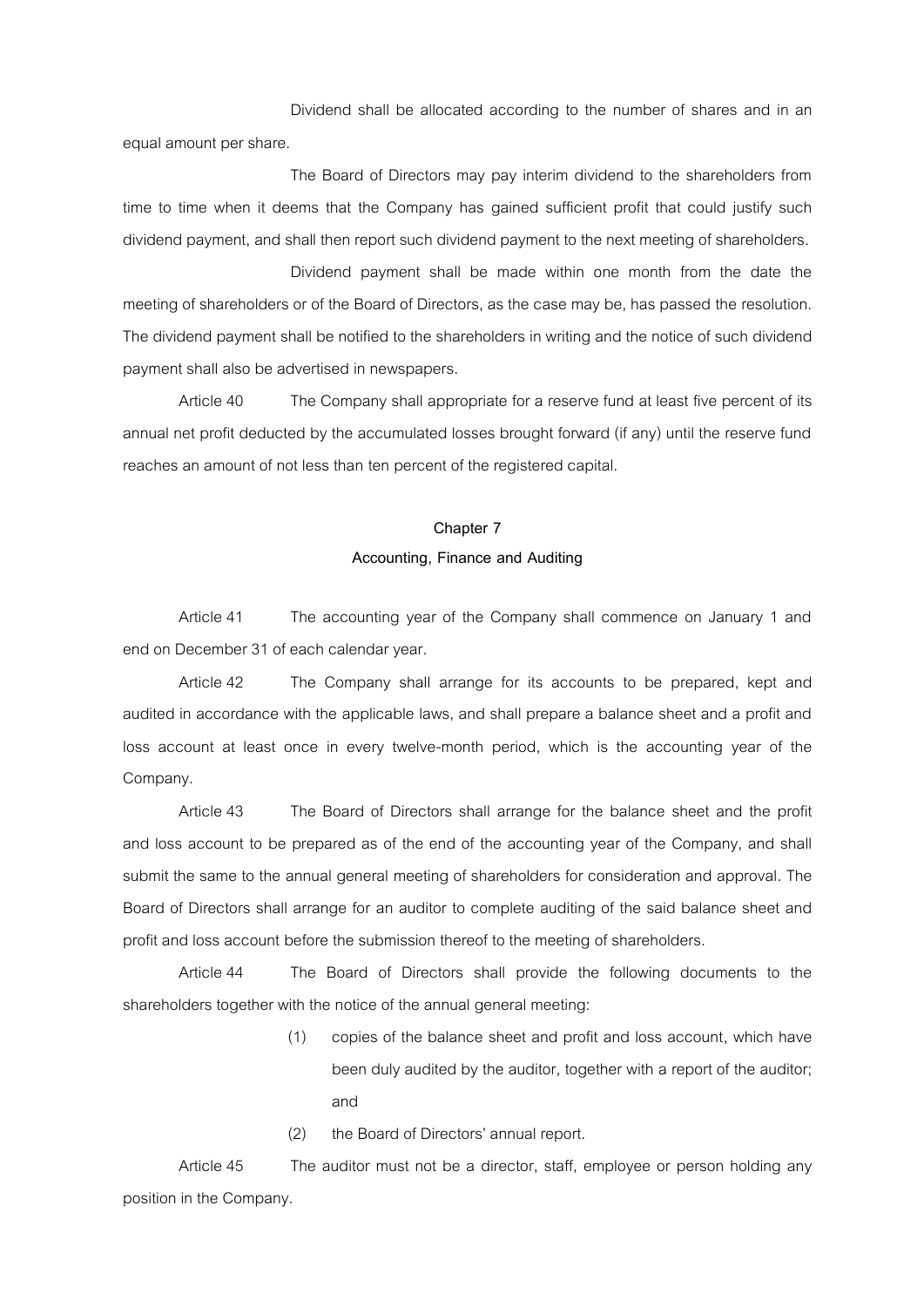Dividend shall be allocated according to the number of shares and in an equal amount per share.

The Board of Directors may pay interim dividend to the shareholders from time to time when it deems that the Company has gained sufficient profit that could justify such dividend payment, and shall then report such dividend payment to the next meeting of shareholders.

Dividend payment shall be made within one month from the date the meeting of shareholders or of the Board of Directors, as the case may be, has passed the resolution. The dividend payment shall be notified to the shareholders in writing and the notice of such dividend payment shall also be advertised in newspapers.

Article 40 The Company shall appropriate for a reserve fund at least five percent of its annual net profit deducted by the accumulated losses brought forward (if any) until the reserve fund reaches an amount of not less than ten percent of the registered capital.

## Chapter 7

## Accounting, Finance and Auditing

Article 41 The accounting year of the Company shall commence on January 1 and end on December 31 of each calendar year.

Article 42 The Company shall arrange for its accounts to be prepared, kept and audited in accordance with the applicable laws, and shall prepare a balance sheet and a profit and loss account at least once in every twelve-month period, which is the accounting year of the Company.

Article 43 The Board of Directors shall arrange for the balance sheet and the profit and loss account to be prepared as of the end of the accounting year of the Company, and shall submit the same to the annual general meeting of shareholders for consideration and approval. The Board of Directors shall arrange for an auditor to complete auditing of the said balance sheet and profit and loss account before the submission thereof to the meeting of shareholders.

Article 44 The Board of Directors shall provide the following documents to the shareholders together with the notice of the annual general meeting:

(1) copies of the balance sheet and profit and loss account, which have been duly audited by the auditor, together with a report of the auditor; and

(2) the Board of Directors' annual report.

Article 45 The auditor must not be a director, staff, employee or person holding any position in the Company.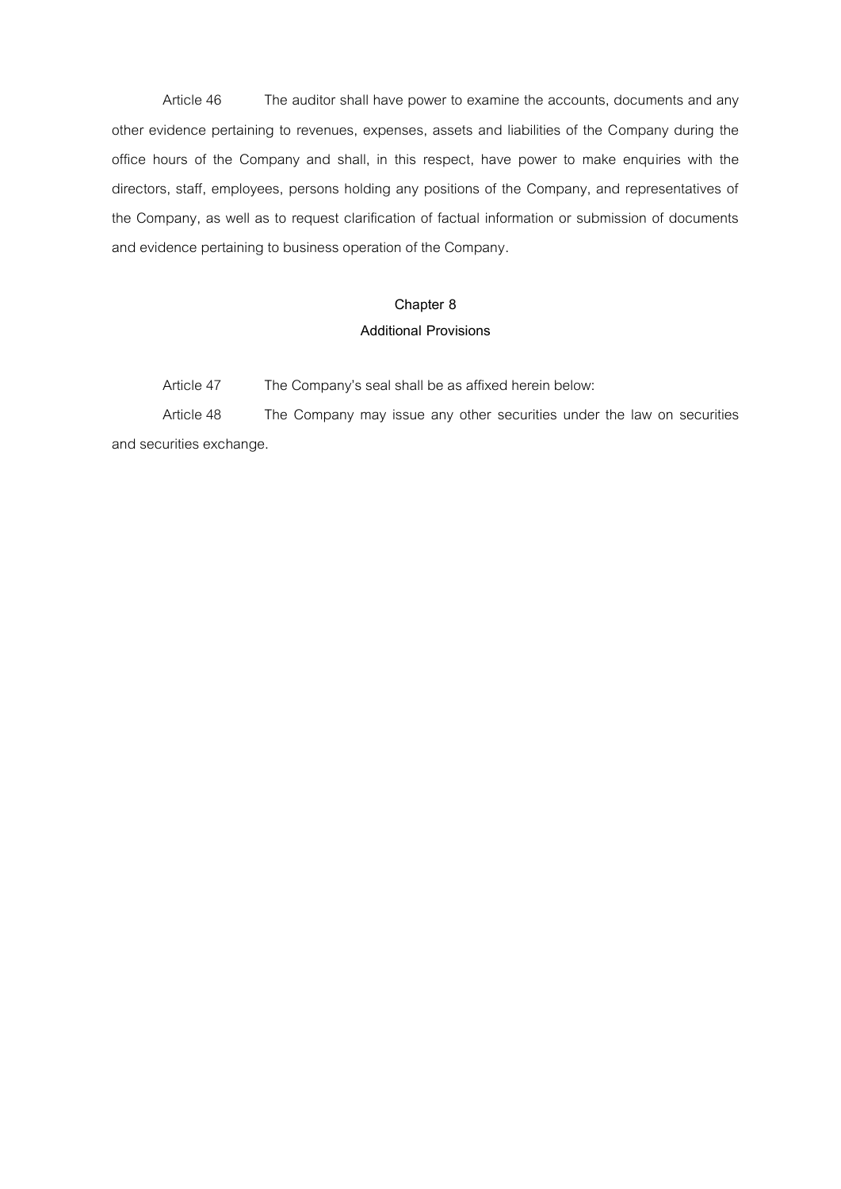Article 46 The auditor shall have power to examine the accounts, documents and any other evidence pertaining to revenues, expenses, assets and liabilities of the Company during the office hours of the Company and shall, in this respect, have power to make enquiries with the directors, staff, employees, persons holding any positions of the Company, and representatives of the Company, as well as to request clarification of factual information or submission of documents and evidence pertaining to business operation of the Company.

## Chapter 8
## Additional Provisions

Article 47 The Company's seal shall be as affixed herein below:

Article 48 The Company may issue any other securities under the law on securities and securities exchange.